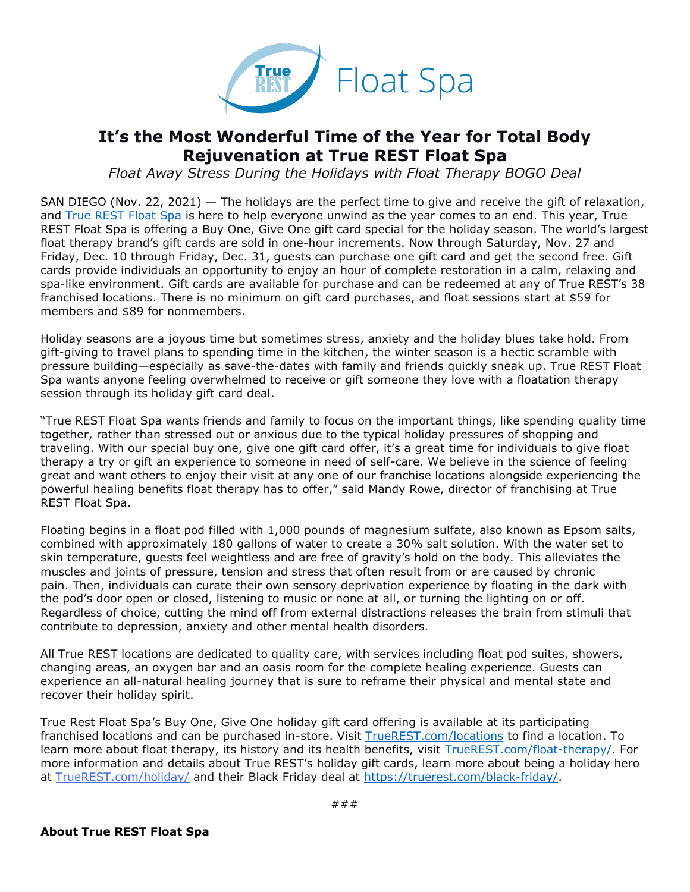# It's the Most Wonderful Time of the Year for Total Body Rejuvenation at True REST Float Spa

*Float Away Stress During the Holidays with Float Therapy BOGO Deal*

SAN DIEGO (Nov. 22, 2021) — The holidays are the perfect time to give and receive the gift of relaxation, and True REST Float Spa is here to help everyone unwind as the year comes to an end. This year, True REST Float Spa is offering a Buy One, Give One gift card special for the holiday season. The world's largest float therapy brand's gift cards are sold in one-hour increments. Now through Saturday, Nov. 27 and Friday, Dec. 10 through Friday, Dec. 31, guests can purchase one gift card and get the second free. Gift cards provide individuals an opportunity to enjoy an hour of complete restoration in a calm, relaxing and spa-like environment. Gift cards are available for purchase and can be redeemed at any of True REST's 38 franchised locations. There is no minimum on gift card purchases, and float sessions start at $59 for members and $89 for nonmembers.

Holiday seasons are a joyous time but sometimes stress, anxiety and the holiday blues take hold. From gift-giving to travel plans to spending time in the kitchen, the winter season is a hectic scramble with pressure building—especially as save-the-dates with family and friends quickly sneak up. True REST Float Spa wants anyone feeling overwhelmed to receive or gift someone they love with a floatation therapy session through its holiday gift card deal.

"True REST Float Spa wants friends and family to focus on the important things, like spending quality time together, rather than stressed out or anxious due to the typical holiday pressures of shopping and traveling. With our special buy one, give one gift card offer, it's a great time for individuals to give float therapy a try or gift an experience to someone in need of self-care. We believe in the science of feeling great and want others to enjoy their visit at any one of our franchise locations alongside experiencing the powerful healing benefits float therapy has to offer," said Mandy Rowe, director of franchising at True REST Float Spa.

Floating begins in a float pod filled with 1,000 pounds of magnesium sulfate, also known as Epsom salts, combined with approximately 180 gallons of water to create a 30% salt solution. With the water set to skin temperature, guests feel weightless and are free of gravity's hold on the body. This alleviates the muscles and joints of pressure, tension and stress that often result from or are caused by chronic pain. Then, individuals can curate their own sensory deprivation experience by floating in the dark with the pod's door open or closed, listening to music or none at all, or turning the lighting on or off. Regardless of choice, cutting the mind off from external distractions releases the brain from stimuli that contribute to depression, anxiety and other mental health disorders.

All True REST locations are dedicated to quality care, with services including float pod suites, showers, changing areas, an oxygen bar and an oasis room for the complete healing experience. Guests can experience an all-natural healing journey that is sure to reframe their physical and mental state and recover their holiday spirit.

True Rest Float Spa's Buy One, Give One holiday gift card offering is available at its participating franchised locations and can be purchased in-store. Visit TrueREST.com/locations to find a location. To learn more about float therapy, its history and its health benefits, visit TrueREST.com/float-therapy/. For more information and details about True REST's holiday gift cards, learn more about being a holiday hero at TrueREST.com/holiday/ and their Black Friday deal at https://truerest.com/black-friday/.

###

**About True REST Float Spa**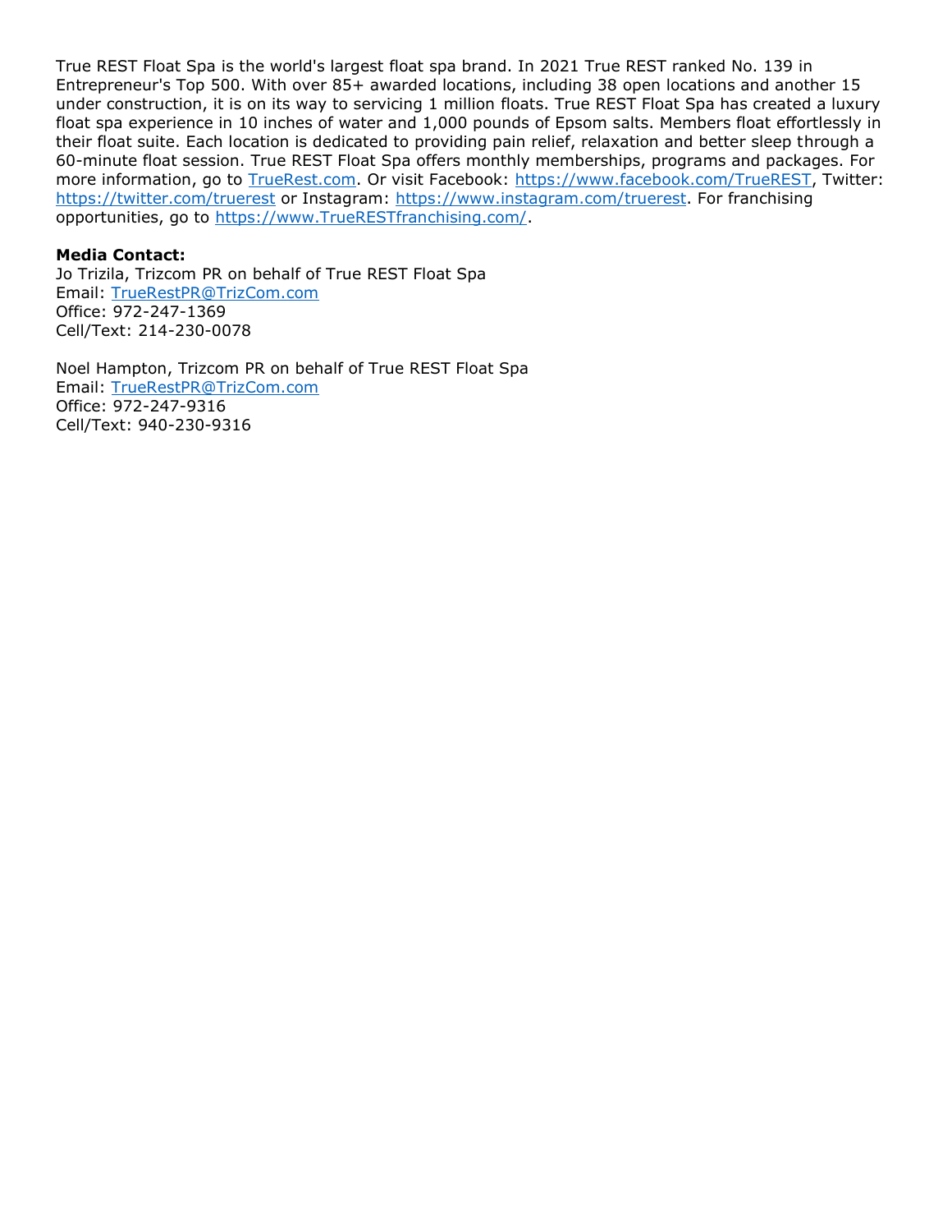True REST Float Spa is the world's largest float spa brand. In 2021 True REST ranked No. 139 in Entrepreneur's Top 500. With over 85+ awarded locations, including 38 open locations and another 15 under construction, it is on its way to servicing 1 million floats. True REST Float Spa has created a luxury float spa experience in 10 inches of water and 1,000 pounds of Epsom salts. Members float effortlessly in their float suite. Each location is dedicated to providing pain relief, relaxation and better sleep through a 60-minute float session. True REST Float Spa offers monthly memberships, programs and packages. For more information, go to [TrueRest.com](TrueRest.com). Or visit Facebook: https://www.facebook.com/TrueREST, Twitter: https://twitter.com/truerest or Instagram: https://www.instagram.com/truerest. For franchising opportunities, go to https://www.TrueRESTfranchising.com/.

**Media Contact:**
Jo Trizila, Trizcom PR on behalf of True REST Float Spa
Email: TrueRestPR@TrizCom.com
Office: 972-247-1369
Cell/Text: 214-230-0078

Noel Hampton, Trizcom PR on behalf of True REST Float Spa
Email: TrueRestPR@TrizCom.com
Office: 972-247-9316
Cell/Text: 940-230-9316